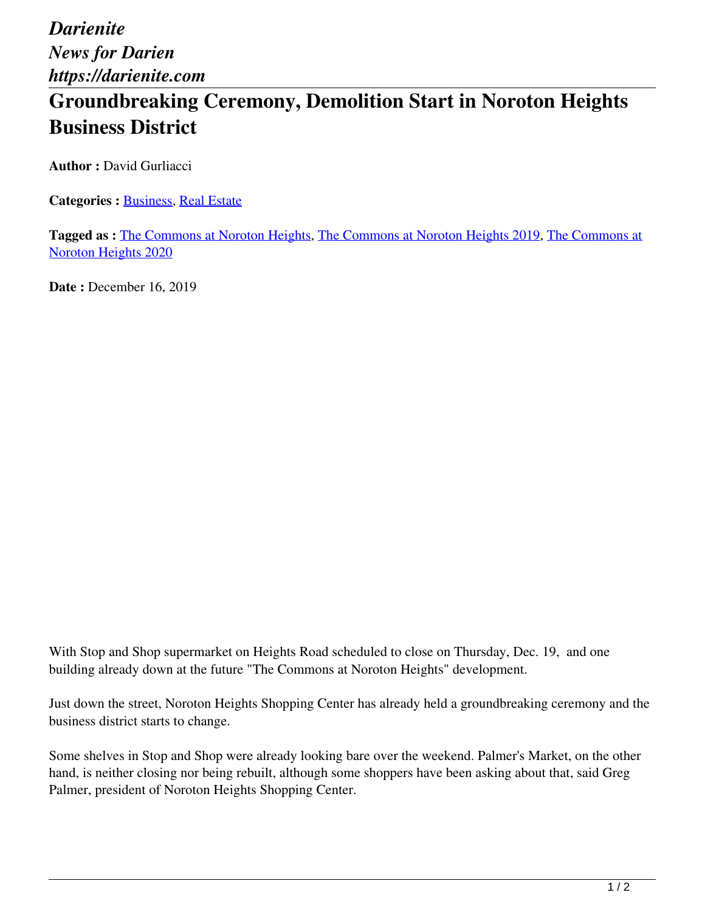*Darienite*
*News for Darien*
*https://darienite.com*

# Groundbreaking Ceremony, Demolition Start in Noroton Heights Business District

**Author :** David Gurliacci

**Categories :** Business, Real Estate

**Tagged as :** The Commons at Noroton Heights, The Commons at Noroton Heights 2019, The Commons at Noroton Heights 2020

**Date :** December 16, 2019

With Stop and Shop supermarket on Heights Road scheduled to close on Thursday, Dec. 19, and one building already down at the future "The Commons at Noroton Heights" development.

Just down the street, Noroton Heights Shopping Center has already held a groundbreaking ceremony and the business district starts to change.

Some shelves in Stop and Shop were already looking bare over the weekend. Palmer's Market, on the other hand, is neither closing nor being rebuilt, although some shoppers have been asking about that, said Greg Palmer, president of Noroton Heights Shopping Center.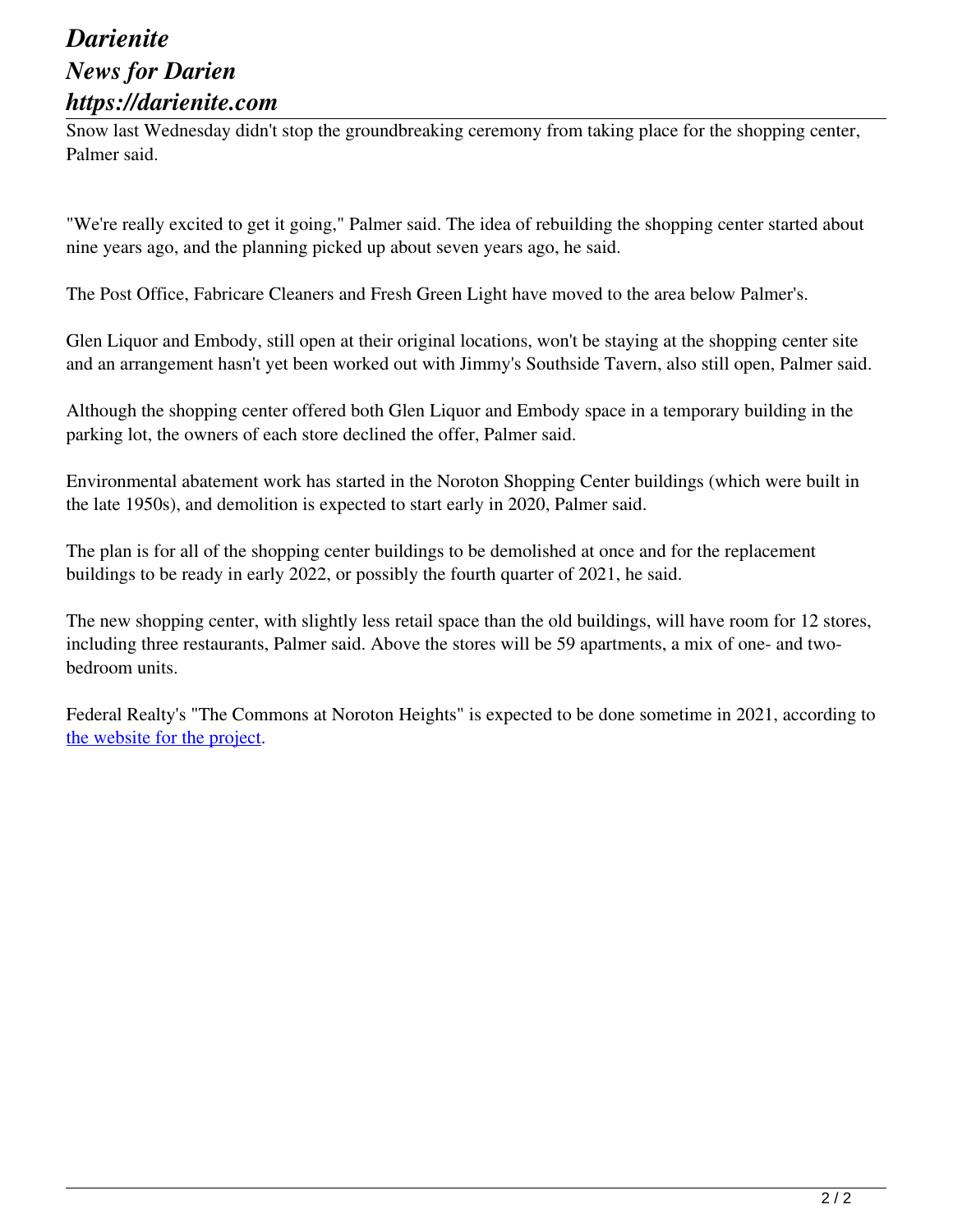Snow last Wednesday didn't stop the groundbreaking ceremony from taking place for the shopping center, Palmer said.

"We're really excited to get it going," Palmer said. The idea of rebuilding the shopping center started about nine years ago, and the planning picked up about seven years ago, he said.

The Post Office, Fabricare Cleaners and Fresh Green Light have moved to the area below Palmer's.

Glen Liquor and Embody, still open at their original locations, won't be staying at the shopping center site and an arrangement hasn't yet been worked out with Jimmy's Southside Tavern, also still open, Palmer said.

Although the shopping center offered both Glen Liquor and Embody space in a temporary building in the parking lot, the owners of each store declined the offer, Palmer said.

Environmental abatement work has started in the Noroton Shopping Center buildings (which were built in the late 1950s), and demolition is expected to start early in 2020, Palmer said.

The plan is for all of the shopping center buildings to be demolished at once and for the replacement buildings to be ready in early 2022, or possibly the fourth quarter of 2021, he said.

The new shopping center, with slightly less retail space than the old buildings, will have room for 12 stores, including three restaurants, Palmer said. Above the stores will be 59 apartments, a mix of one- and two-bedroom units.

Federal Realty's "The Commons at Noroton Heights" is expected to be done sometime in 2021, according to [the website for the project](#).